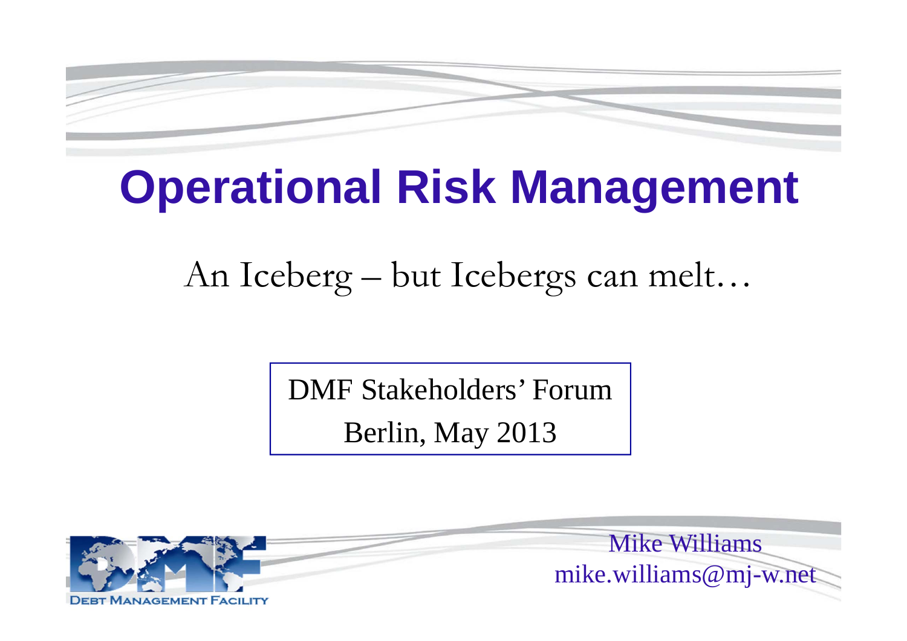# Operational Risk Management

An Iceberg – but Icebergs can melt…

DMF Stakeholders' Forum

Berlin, May 2013

DEBT MANAGEMENT FACILITY

Mike Williams

mike.williams@mj-w.net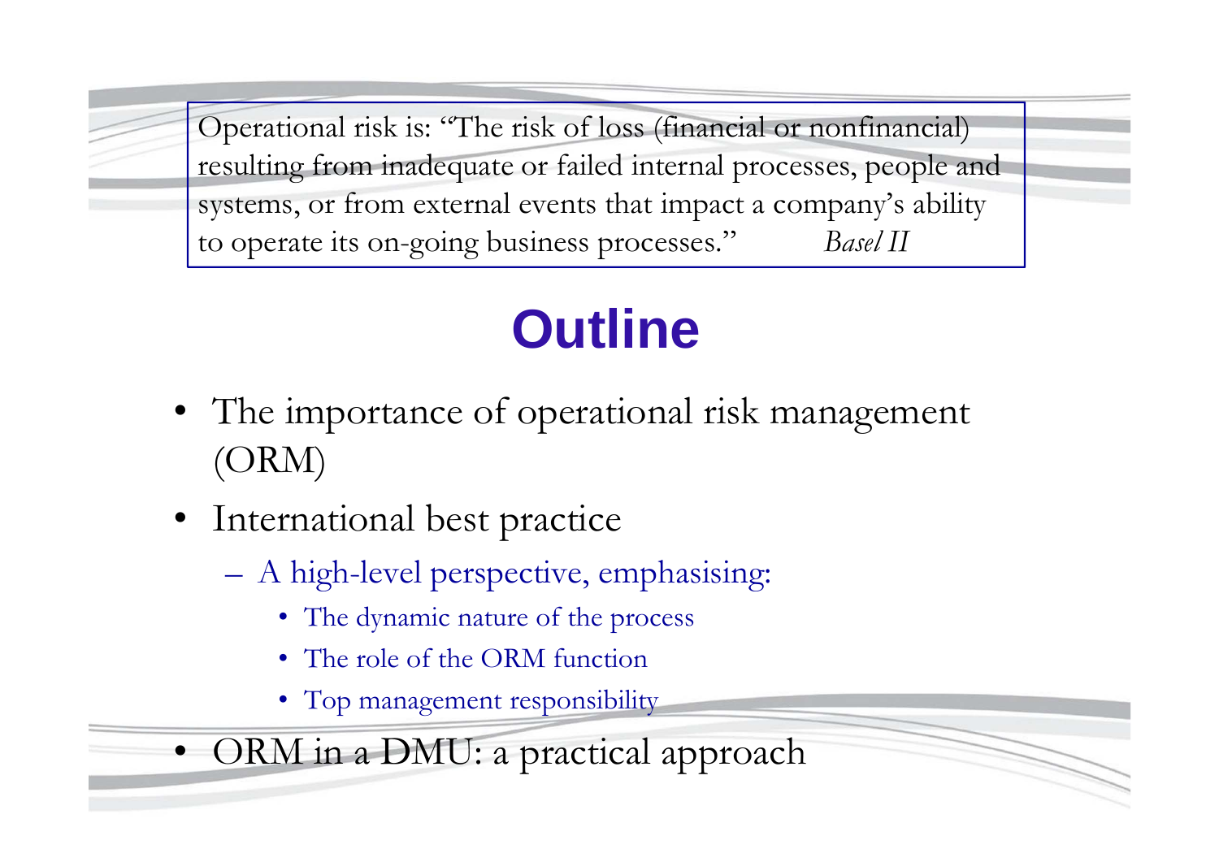> Operational risk is: "The risk of loss (financial or nonfinancial) resulting from inadequate or failed internal processes, people and systems, or from external events that impact a company's ability to operate its on-going business processes." *Basel II*

# Outline

- The importance of operational risk management (ORM)
- International best practice
  - A high-level perspective, emphasising:
    - The dynamic nature of the process
    - The role of the ORM function
    - Top management responsibility
- ORM in a DMU: a practical approach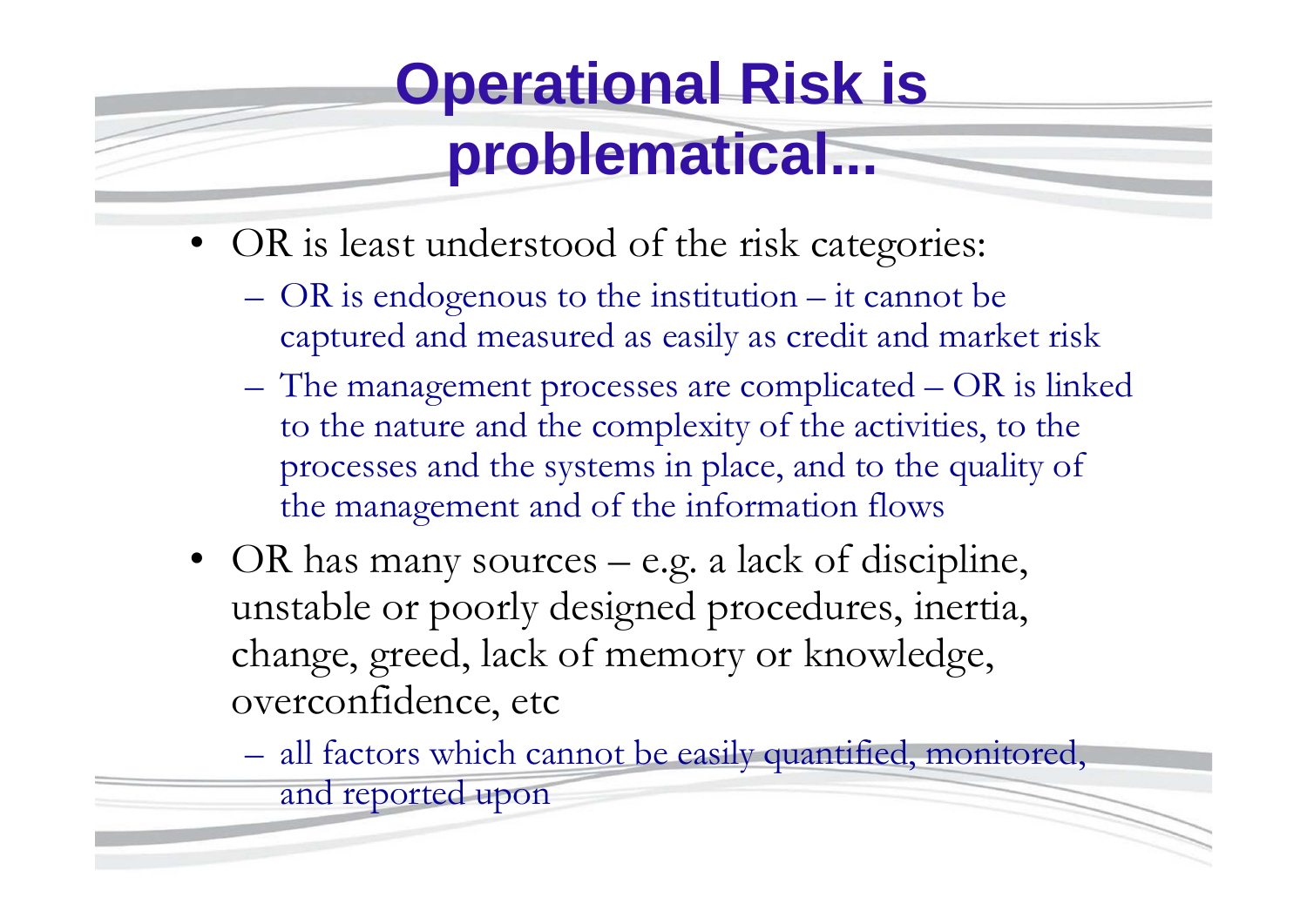# Operational Risk is problematical...

- OR is least understood of the risk categories:
  - OR is endogenous to the institution – it cannot be captured and measured as easily as credit and market risk
  - The management processes are complicated – OR is linked to the nature and the complexity of the activities, to the processes and the systems in place, and to the quality of the management and of the information flows
- OR has many sources – e.g. a lack of discipline, unstable or poorly designed procedures, inertia, change, greed, lack of memory or knowledge, overconfidence, etc
  - all factors which cannot be easily quantified, monitored, and reported upon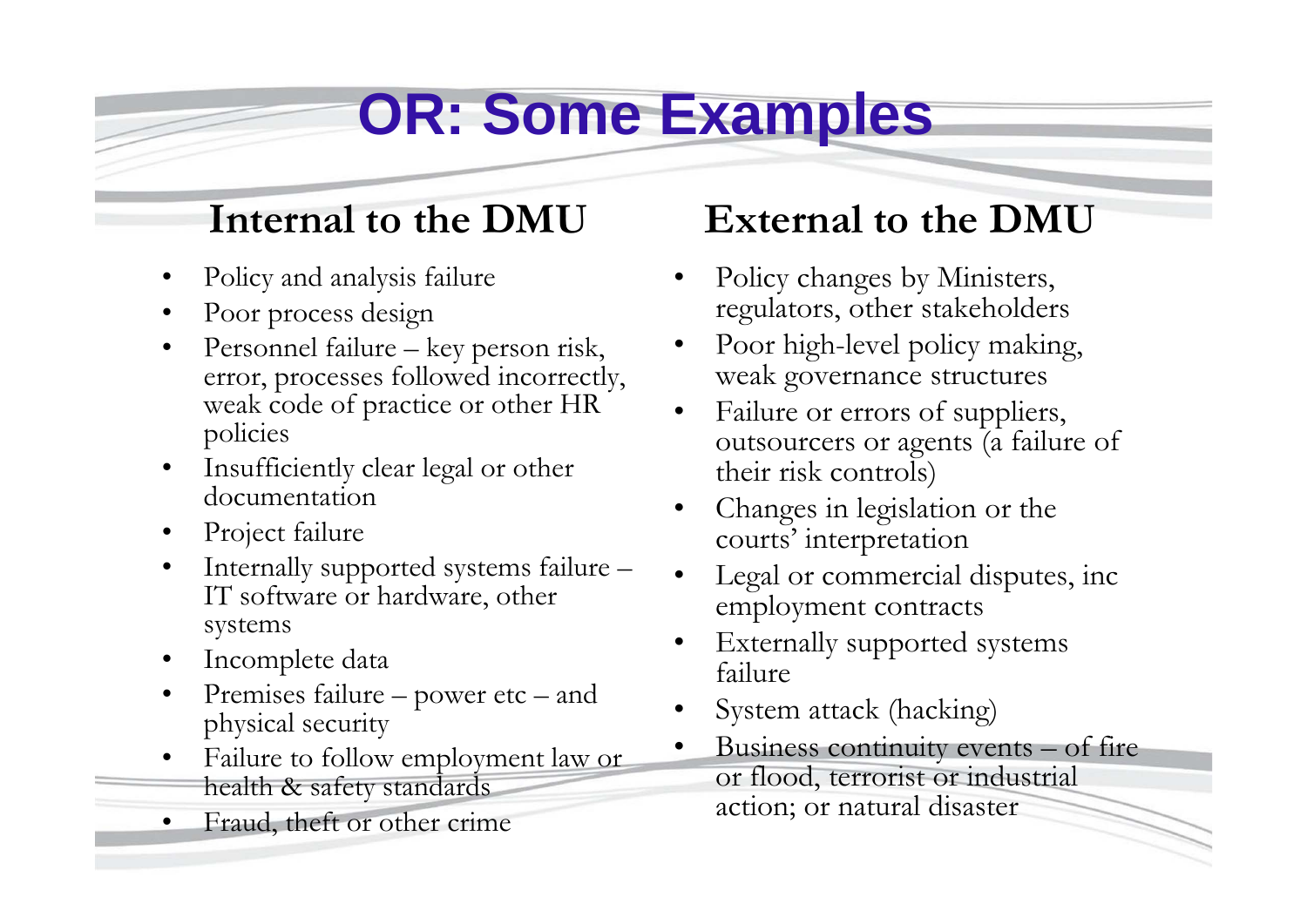# OR: Some Examples

## Internal to the DMU

- Policy and analysis failure
- Poor process design
- Personnel failure – key person risk, error, processes followed incorrectly, weak code of practice or other HR policies
- Insufficiently clear legal or other documentation
- Project failure
- Internally supported systems failure – IT software or hardware, other systems
- Incomplete data
- Premises failure – power etc – and physical security
- Failure to follow employment law or health & safety standards
- Fraud, theft or other crime

## External to the DMU

- Policy changes by Ministers, regulators, other stakeholders
- Poor high-level policy making, weak governance structures
- Failure or errors of suppliers, outsourcers or agents (a failure of their risk controls)
- Changes in legislation or the courts' interpretation
- Legal or commercial disputes, inc employment contracts
- Externally supported systems failure
- System attack (hacking)
- Business continuity events – of fire or flood, terrorist or industrial action; or natural disaster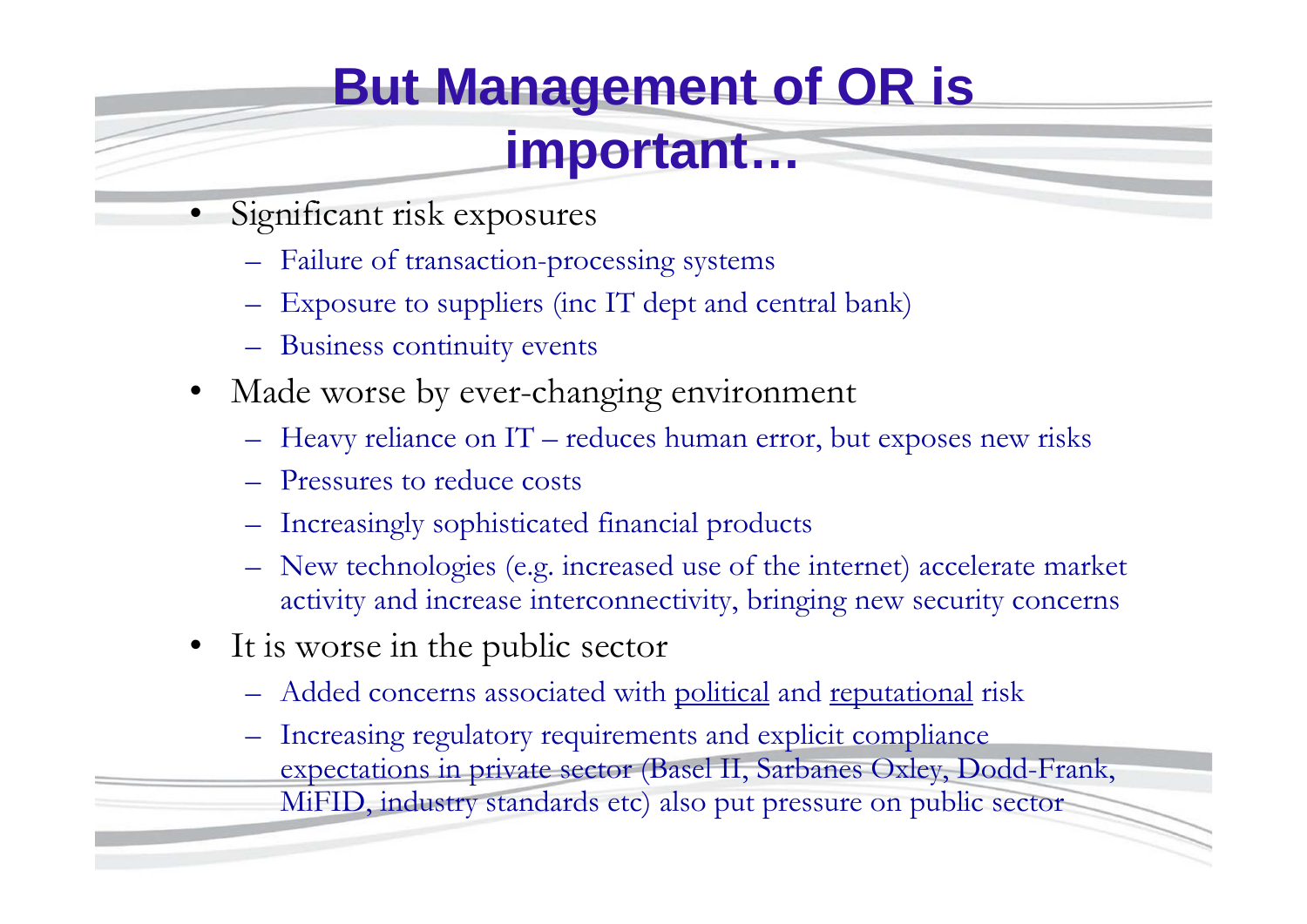# But Management of OR is important…

- Significant risk exposures
  - Failure of transaction-processing systems
  - Exposure to suppliers (inc IT dept and central bank)
  - Business continuity events
- Made worse by ever-changing environment
  - Heavy reliance on IT – reduces human error, but exposes new risks
  - Pressures to reduce costs
  - Increasingly sophisticated financial products
  - New technologies (e.g. increased use of the internet) accelerate market activity and increase interconnectivity, bringing new security concerns
- It is worse in the public sector
  - Added concerns associated with <u>political</u> and <u>reputational</u> risk
  - Increasing regulatory requirements and explicit compliance expectations in private sector (Basel II, Sarbanes Oxley, Dodd-Frank, MiFID, industry standards etc) also put pressure on public sector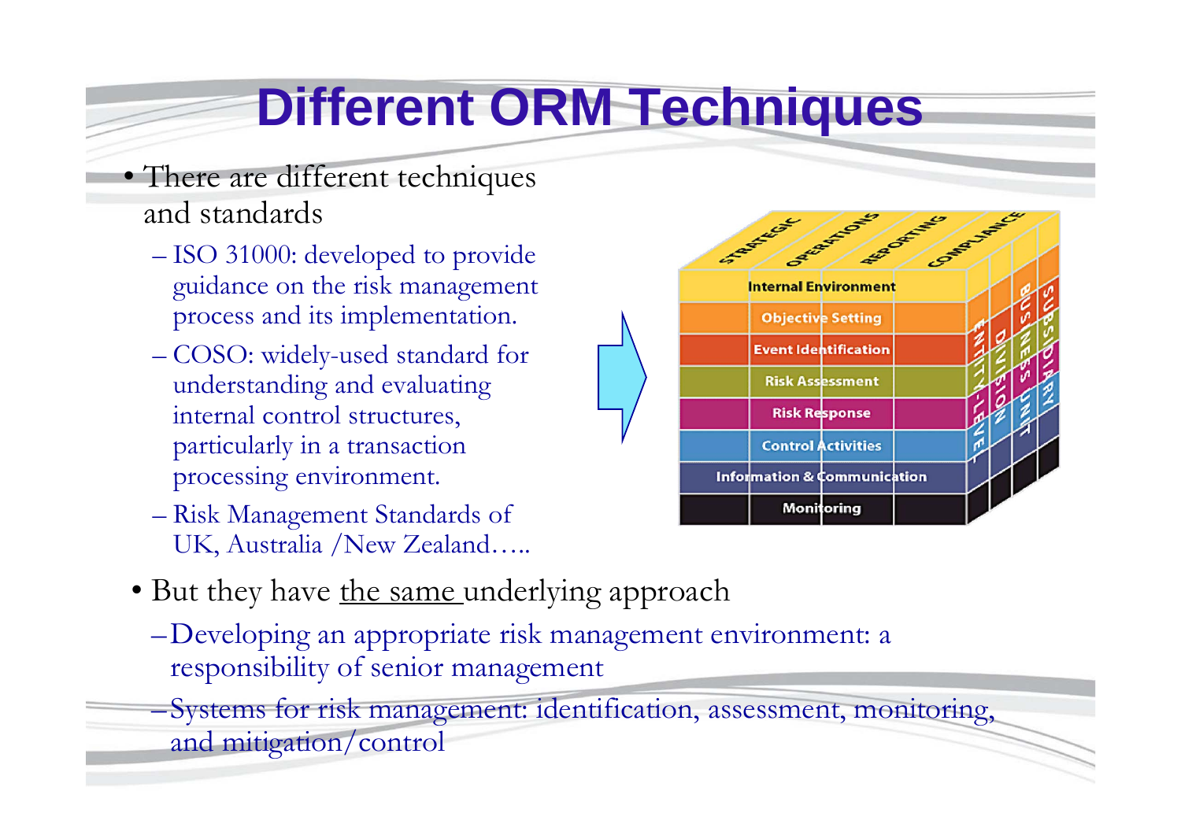# Different ORM Techniques

- There are different techniques and standards
  - ISO 31000: developed to provide guidance on the risk management process and its implementation.
  - COSO: widely-used standard for understanding and evaluating internal control structures, particularly in a transaction processing environment.
  - Risk Management Standards of UK, Australia /New Zealand…..
- But they have the same underlying approach
  - Developing an appropriate risk management environment: a responsibility of senior management
  - Systems for risk management: identification, assessment, monitoring, and mitigation/control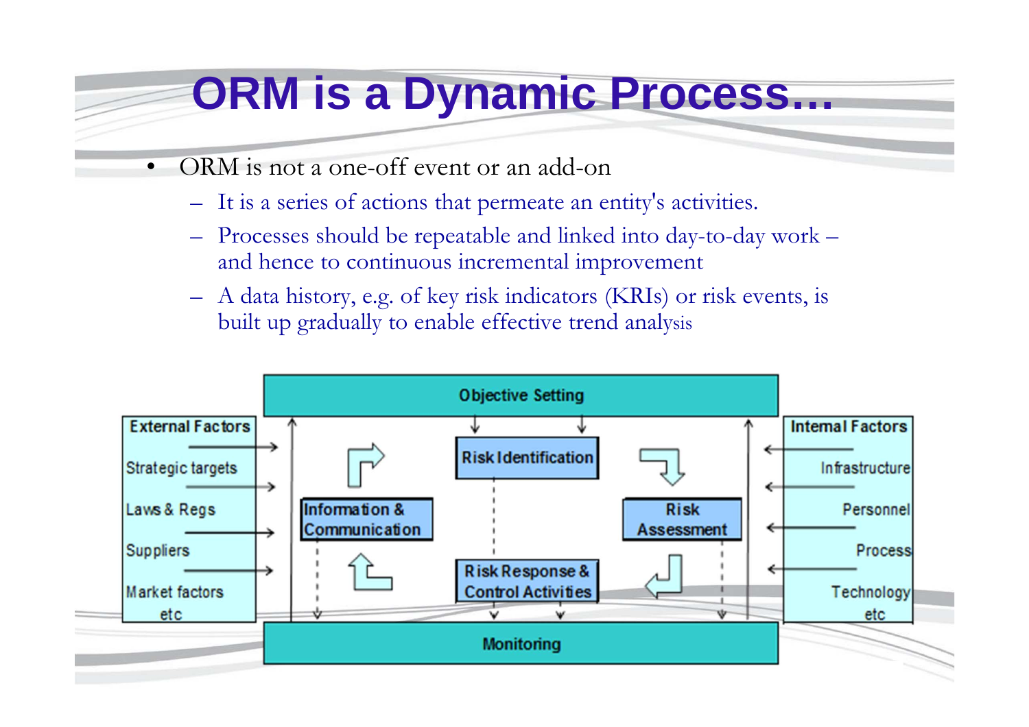# ORM is a Dynamic Process…

- ORM is not a one-off event or an add-on
  - It is a series of actions that permeate an entity's activities.
  - Processes should be repeatable and linked into day-to-day work – and hence to continuous incremental improvement
  - A data history, e.g. of key risk indicators (KRIs) or risk events, is built up gradually to enable effective trend analysis

Objective Setting

External Factors: Strategic targets, Laws & Regs, Suppliers, Market factors, etc

Risk Identification

Information & Communication

Risk Assessment

Risk Response & Control Activities

Internal Factors: Infrastructure, Personnel, Process, Technology, etc

Monitoring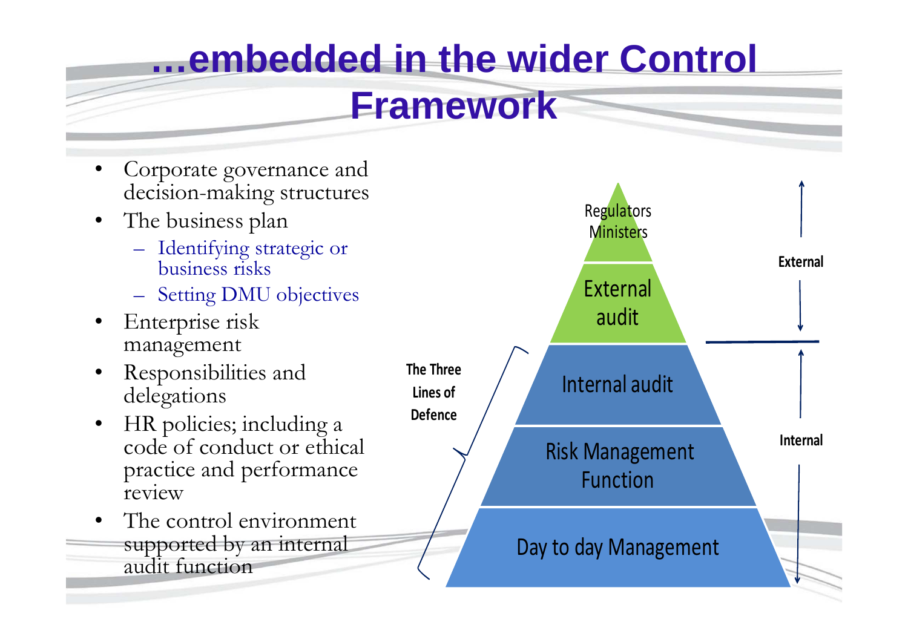# …embedded in the wider Control Framework

- Corporate governance and decision-making structures
- The business plan
  - Identifying strategic or business risks
  - Setting DMU objectives
- Enterprise risk management
- Responsibilities and delegations
- HR policies; including a code of conduct or ethical practice and performance review
- The control environment supported by an internal audit function

Regulators
Ministers

External audit

Internal audit

Risk Management Function

Day to day Management

The Three Lines of Defence

External

Internal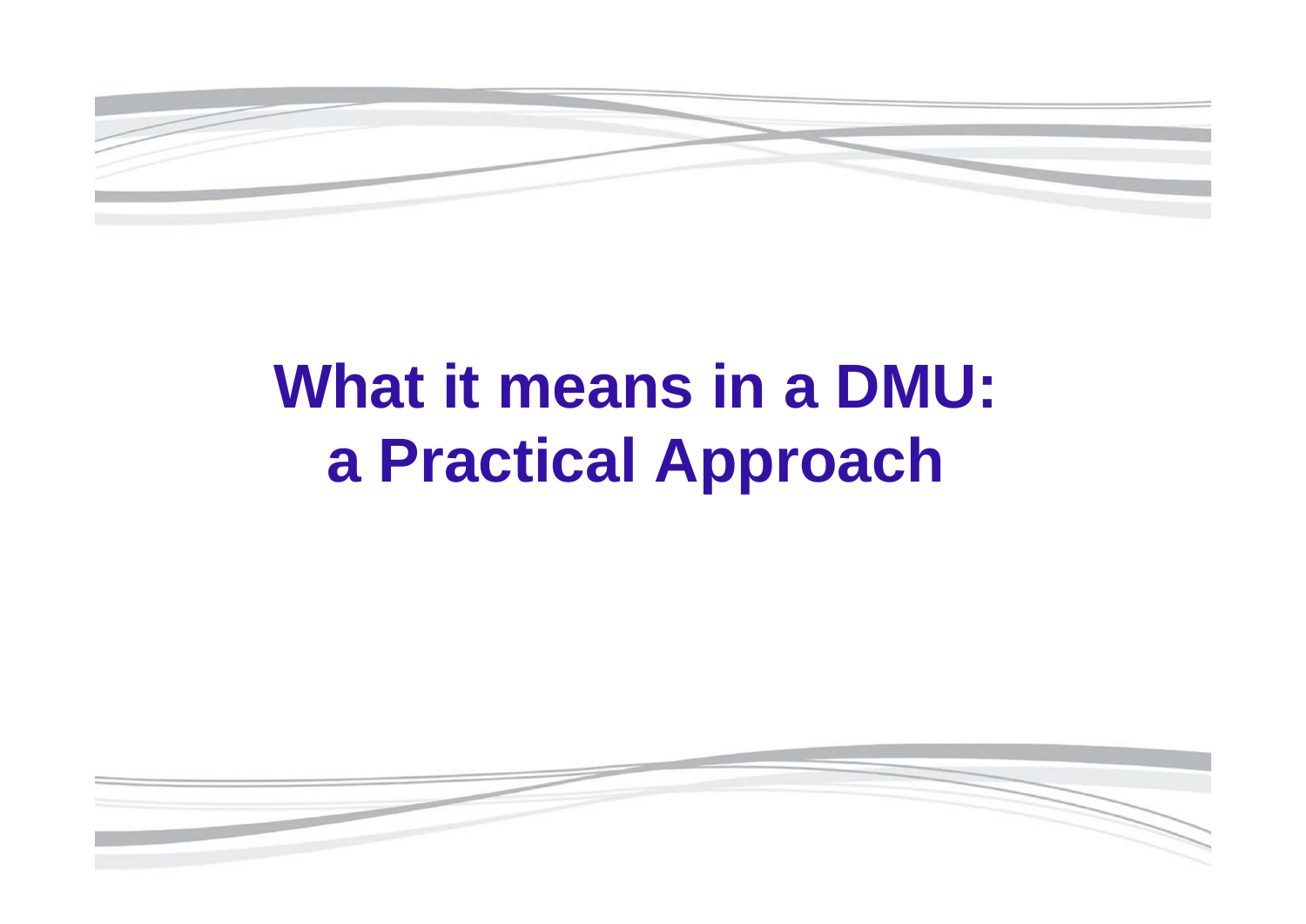# What it means in a DMU: a Practical Approach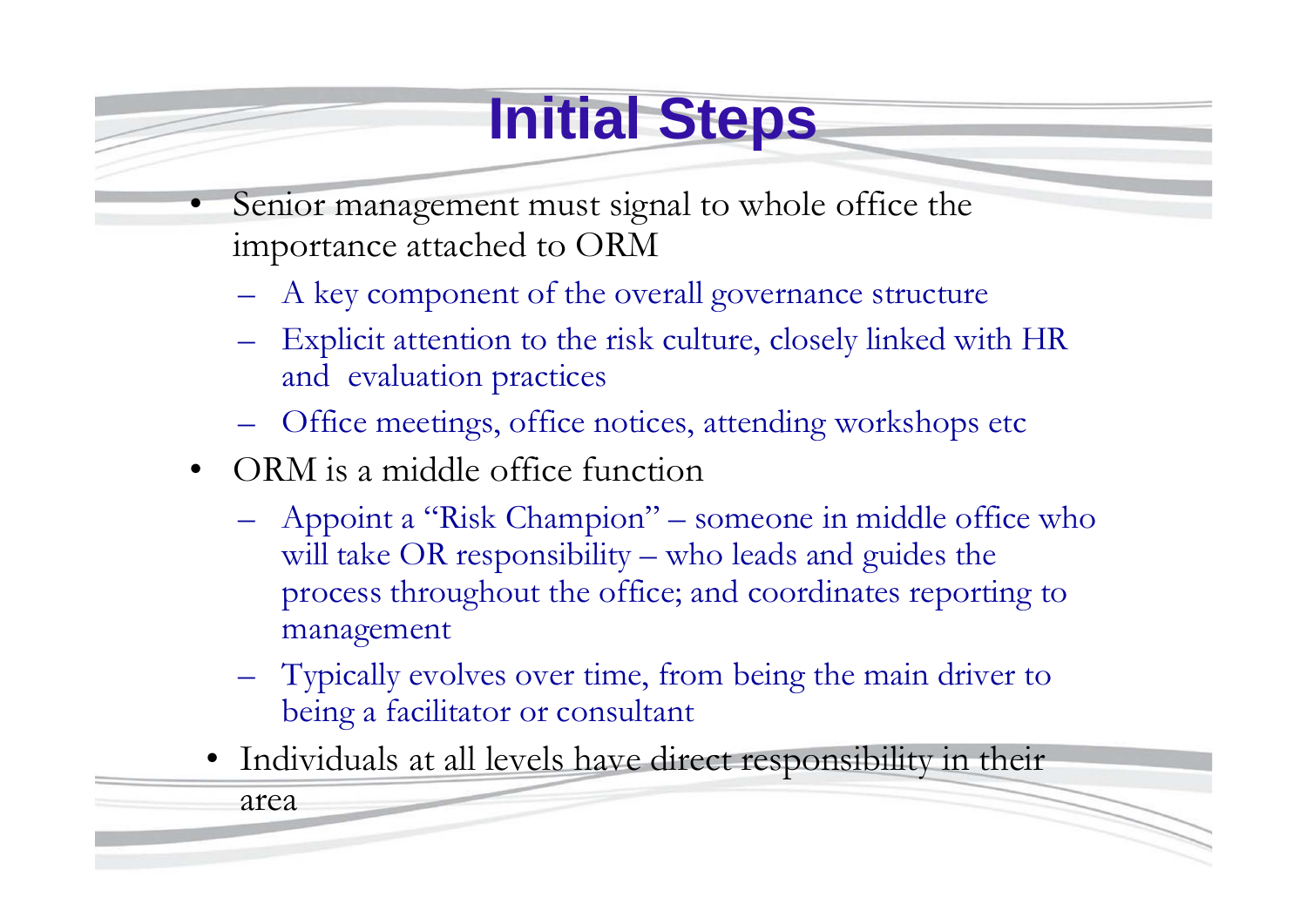# Initial Steps

- Senior management must signal to whole office the importance attached to ORM
  - A key component of the overall governance structure
  - Explicit attention to the risk culture, closely linked with HR and evaluation practices
  - Office meetings, office notices, attending workshops etc
- ORM is a middle office function
  - Appoint a "Risk Champion" – someone in middle office who will take OR responsibility – who leads and guides the process throughout the office; and coordinates reporting to management
  - Typically evolves over time, from being the main driver to being a facilitator or consultant
- Individuals at all levels have direct responsibility in their area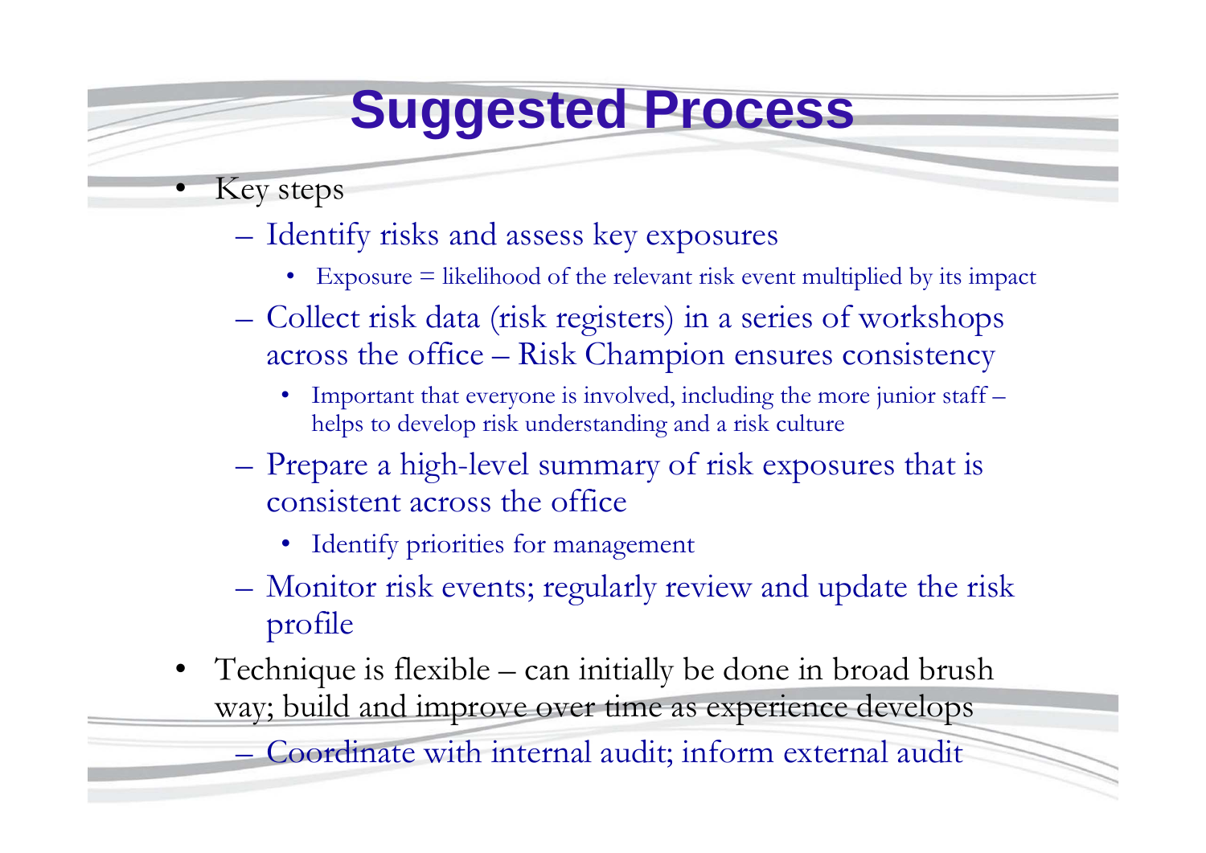# Suggested Process

- Key steps
  - Identify risks and assess key exposures
    - Exposure = likelihood of the relevant risk event multiplied by its impact
  - Collect risk data (risk registers) in a series of workshops across the office – Risk Champion ensures consistency
    - Important that everyone is involved, including the more junior staff – helps to develop risk understanding and a risk culture
  - Prepare a high-level summary of risk exposures that is consistent across the office
    - Identify priorities for management
  - Monitor risk events; regularly review and update the risk profile
- Technique is flexible – can initially be done in broad brush way; build and improve over time as experience develops
  - Coordinate with internal audit; inform external audit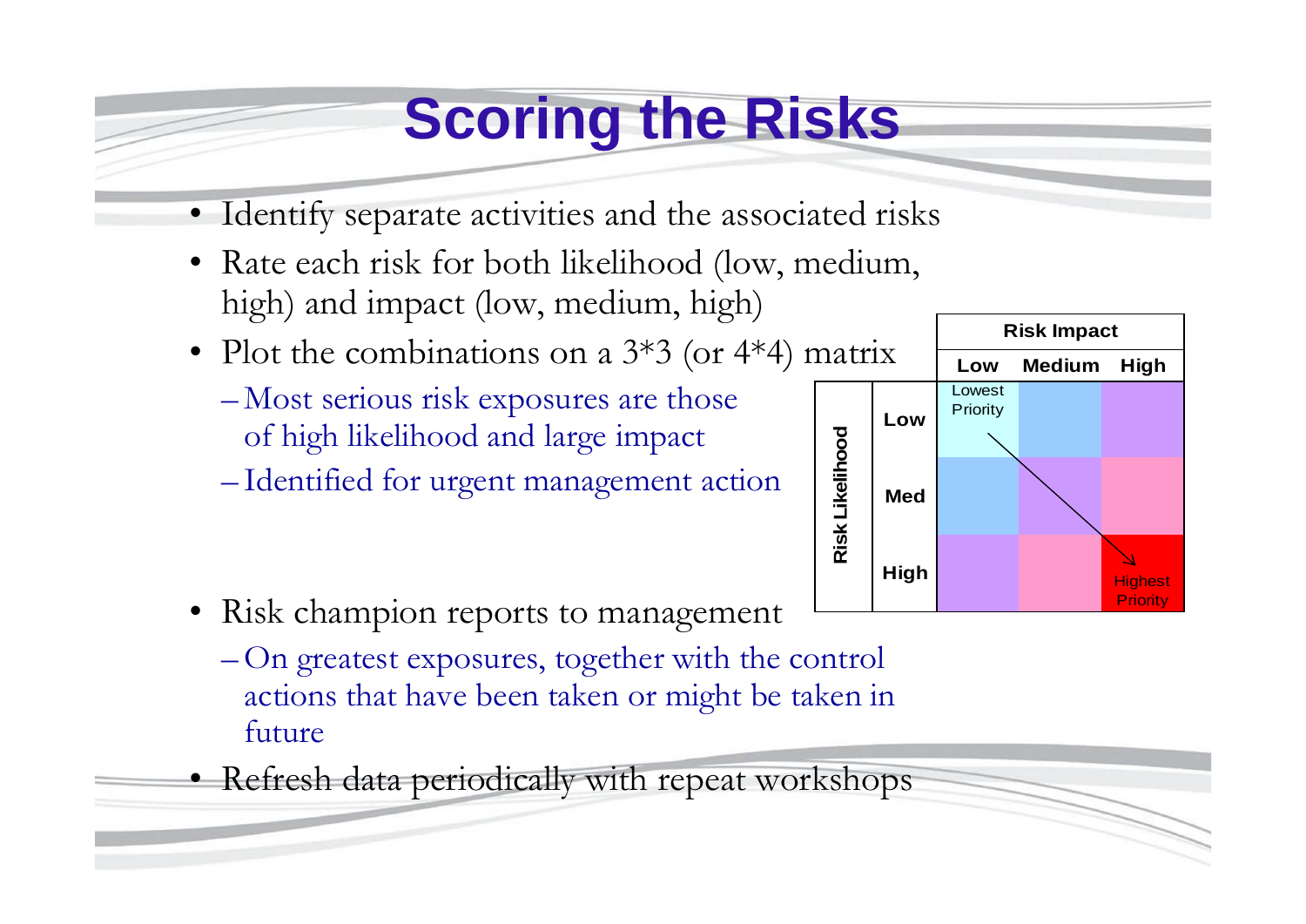# Scoring the Risks

- Identify separate activities and the associated risks
- Rate each risk for both likelihood (low, medium, high) and impact (low, medium, high)
- Plot the combinations on a 3*3 (or 4*4) matrix
  - Most serious risk exposures are those of high likelihood and large impact
  - Identified for urgent management action

| | | Risk Impact | | |
|---|---|---|---|---|
| | | Low | Medium | High |
| Risk Likelihood | Low | Lowest Priority | | |
| | Med | | | |
| | High | | | Highest Priority |

- Risk champion reports to management
  - On greatest exposures, together with the control actions that have been taken or might be taken in future
- Refresh data periodically with repeat workshops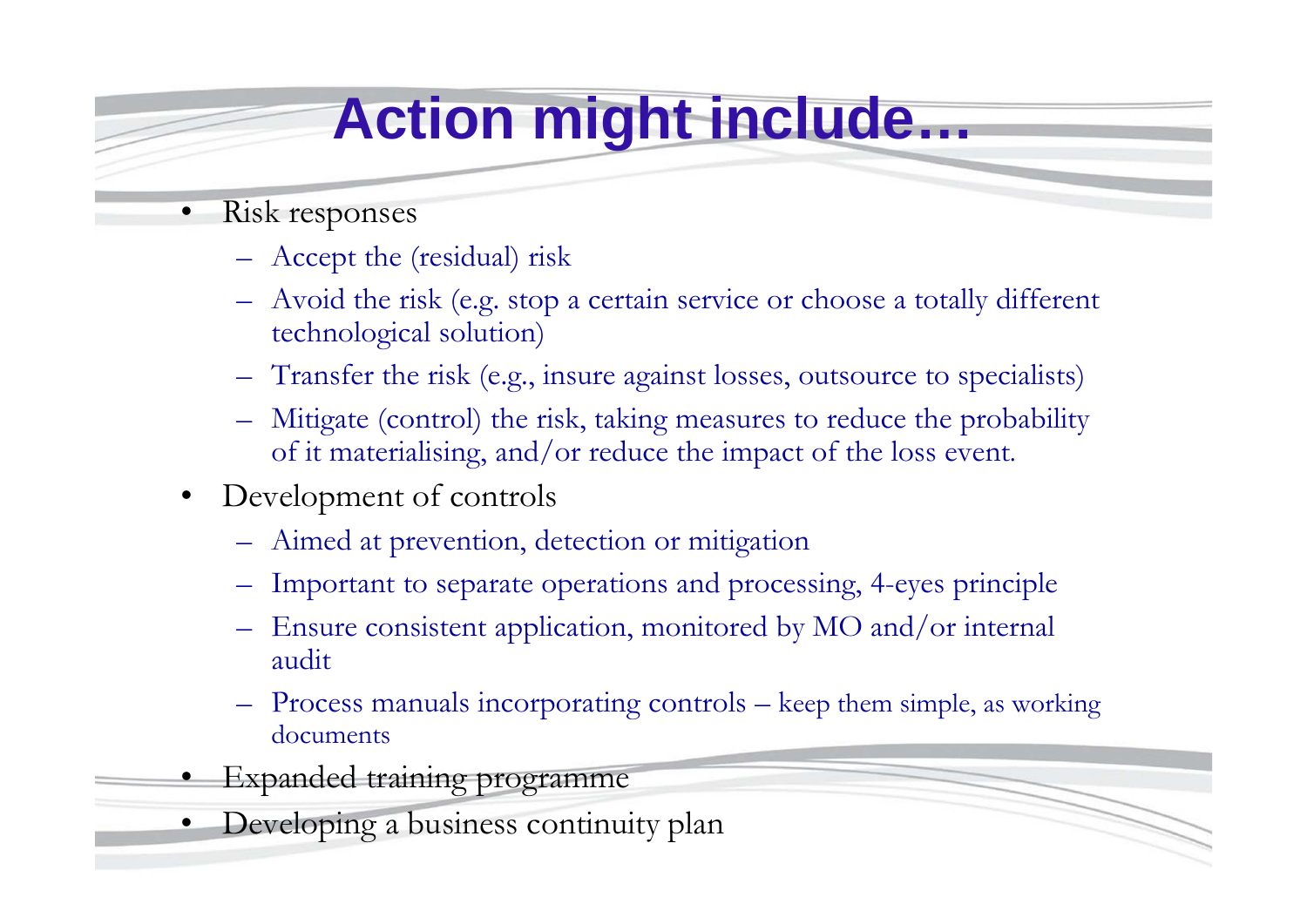# Action might include…

- Risk responses
  - Accept the (residual) risk
  - Avoid the risk (e.g. stop a certain service or choose a totally different technological solution)
  - Transfer the risk (e.g., insure against losses, outsource to specialists)
  - Mitigate (control) the risk, taking measures to reduce the probability of it materialising, and/or reduce the impact of the loss event.
- Development of controls
  - Aimed at prevention, detection or mitigation
  - Important to separate operations and processing, 4-eyes principle
  - Ensure consistent application, monitored by MO and/or internal audit
  - Process manuals incorporating controls – keep them simple, as working documents
- Expanded training programme
- Developing a business continuity plan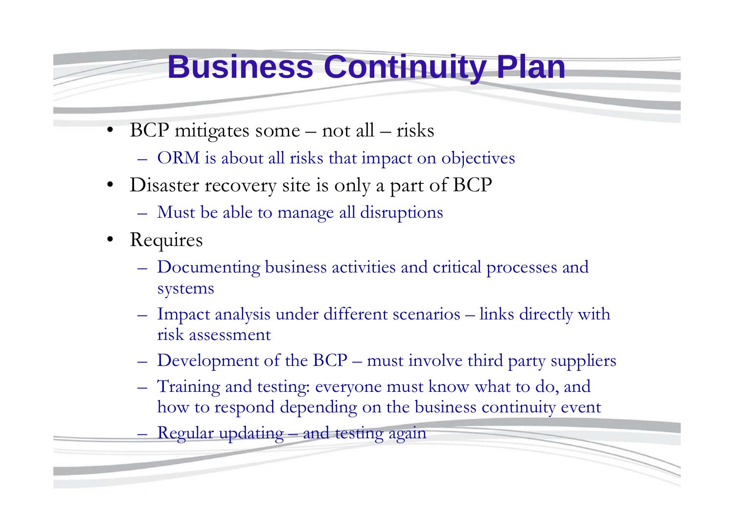# Business Continuity Plan

- BCP mitigates some – not all – risks
  - ORM is about all risks that impact on objectives
- Disaster recovery site is only a part of BCP
  - Must be able to manage all disruptions
- Requires
  - Documenting business activities and critical processes and systems
  - Impact analysis under different scenarios – links directly with risk assessment
  - Development of the BCP – must involve third party suppliers
  - Training and testing: everyone must know what to do, and how to respond depending on the business continuity event
  - Regular updating – and testing again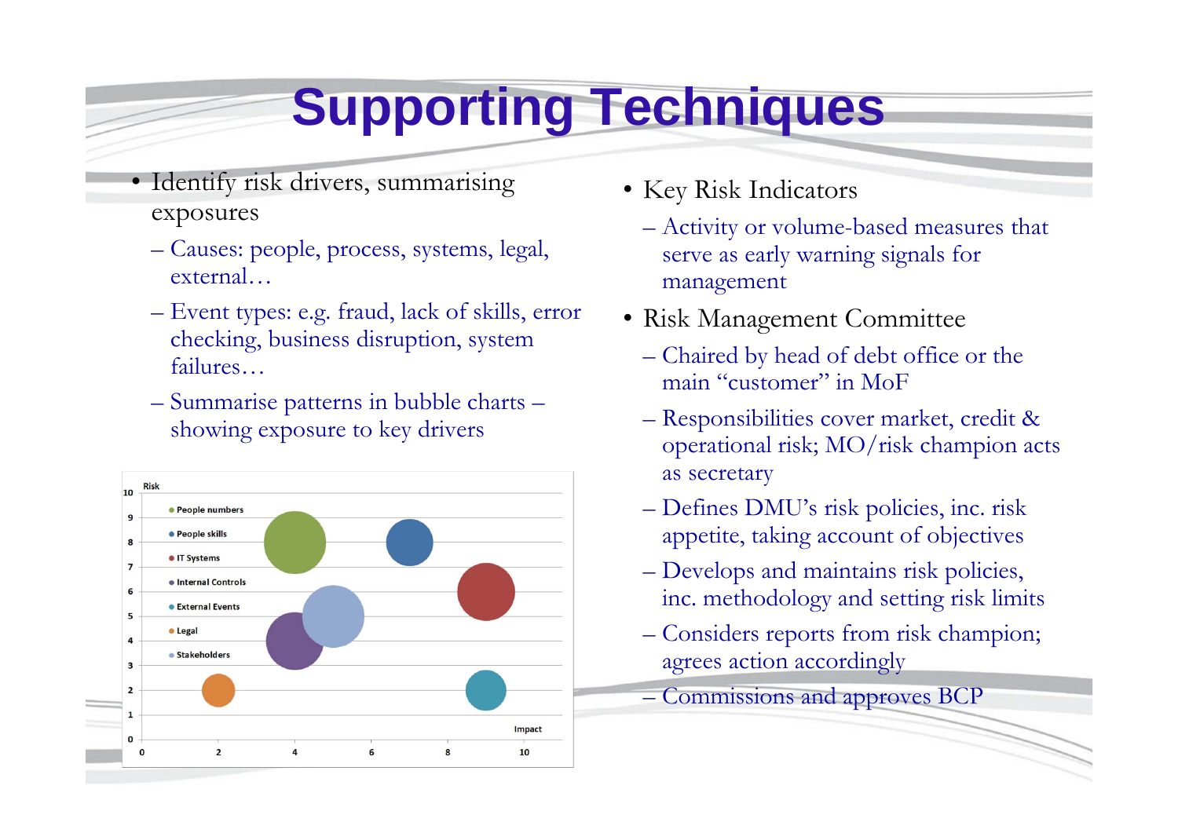# Supporting Techniques

- Identify risk drivers, summarising exposures
  - Causes: people, process, systems, legal, external…
  - Event types: e.g. fraud, lack of skills, error checking, business disruption, system failures…
  - Summarise patterns in bubble charts – showing exposure to key drivers

- Key Risk Indicators
  - Activity or volume-based measures that serve as early warning signals for management
- Risk Management Committee
  - Chaired by head of debt office or the main "customer" in MoF
  - Responsibilities cover market, credit & operational risk; MO/risk champion acts as secretary
  - Defines DMU's risk policies, inc. risk appetite, taking account of objectives
  - Develops and maintains risk policies, inc. methodology and setting risk limits
  - Considers reports from risk champion; agrees action accordingly
  - Commissions and approves BCP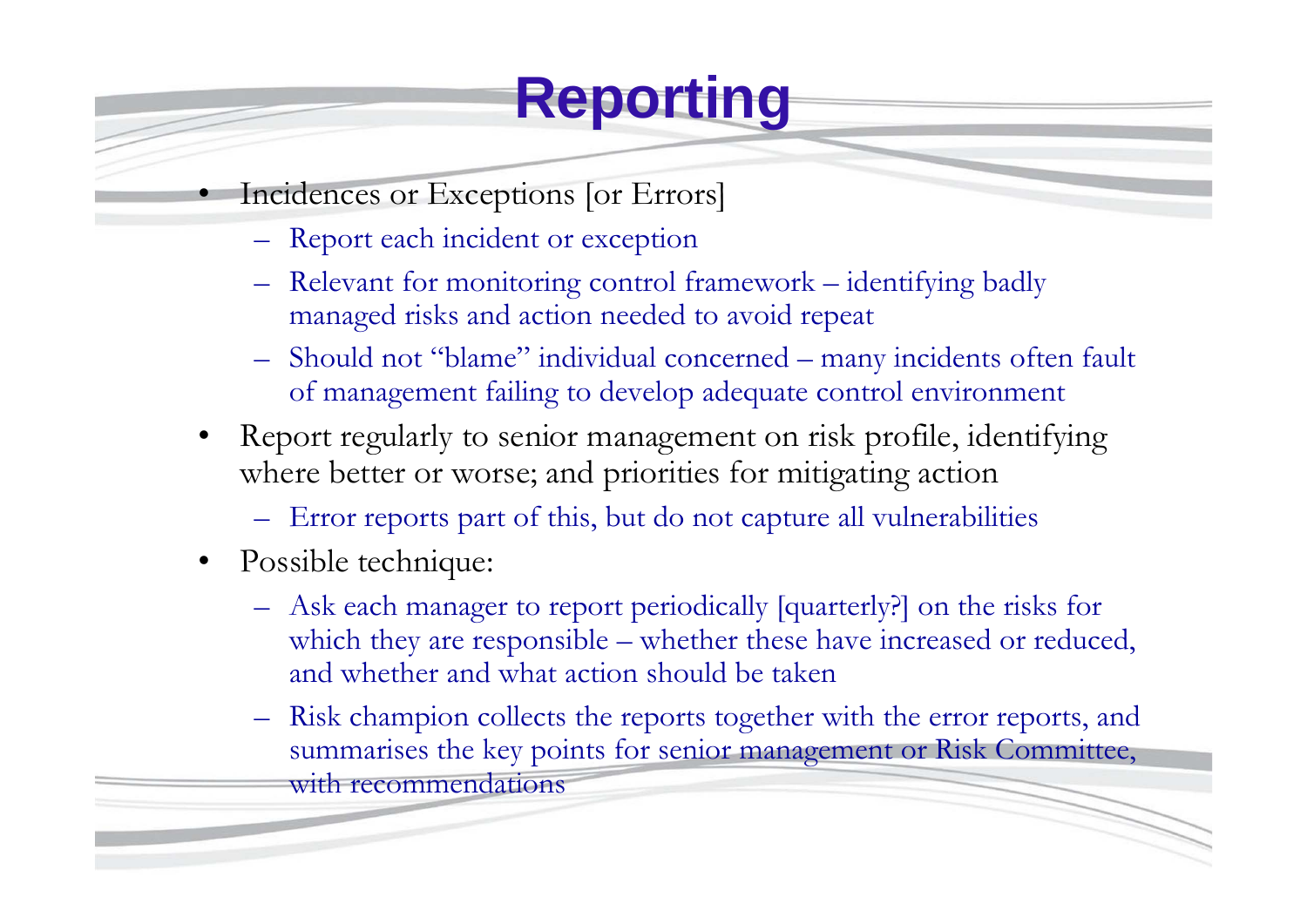# Reporting

- Incidences or Exceptions [or Errors]
  - Report each incident or exception
  - Relevant for monitoring control framework – identifying badly managed risks and action needed to avoid repeat
  - Should not "blame" individual concerned – many incidents often fault of management failing to develop adequate control environment
- Report regularly to senior management on risk profile, identifying where better or worse; and priorities for mitigating action
  - Error reports part of this, but do not capture all vulnerabilities
- Possible technique:
  - Ask each manager to report periodically [quarterly?] on the risks for which they are responsible – whether these have increased or reduced, and whether and what action should be taken
  - Risk champion collects the reports together with the error reports, and summarises the key points for senior management or Risk Committee, with recommendations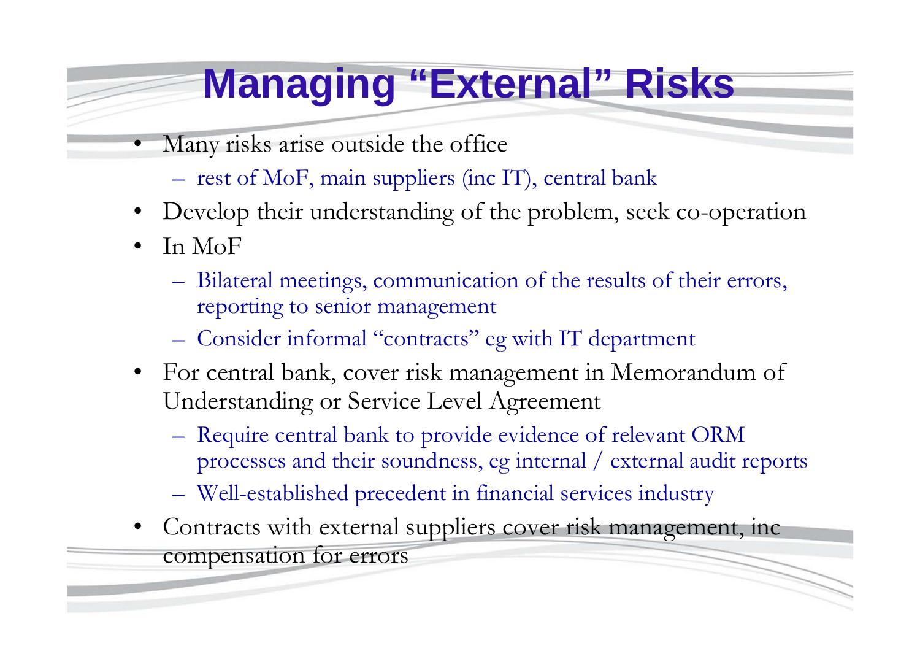# Managing "External" Risks

- Many risks arise outside the office
  - rest of MoF, main suppliers (inc IT), central bank
- Develop their understanding of the problem, seek co-operation
- In MoF
  - Bilateral meetings, communication of the results of their errors, reporting to senior management
  - Consider informal "contracts" eg with IT department
- For central bank, cover risk management in Memorandum of Understanding or Service Level Agreement
  - Require central bank to provide evidence of relevant ORM processes and their soundness, eg internal / external audit reports
  - Well-established precedent in financial services industry
- Contracts with external suppliers cover risk management, inc compensation for errors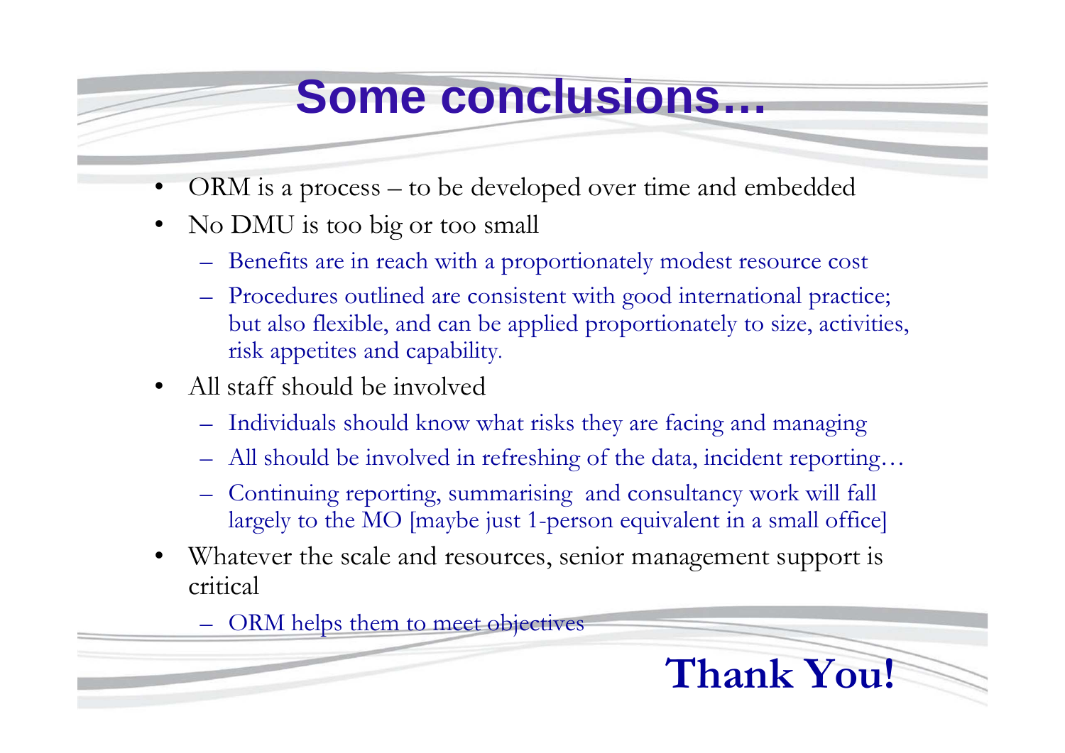# Some conclusions…

- ORM is a process – to be developed over time and embedded
- No DMU is too big or too small
  - Benefits are in reach with a proportionately modest resource cost
  - Procedures outlined are consistent with good international practice; but also flexible, and can be applied proportionately to size, activities, risk appetites and capability.
- All staff should be involved
  - Individuals should know what risks they are facing and managing
  - All should be involved in refreshing of the data, incident reporting…
  - Continuing reporting, summarising and consultancy work will fall largely to the MO [maybe just 1-person equivalent in a small office]
- Whatever the scale and resources, senior management support is critical
  - ORM helps them to meet objectives

**Thank You!**